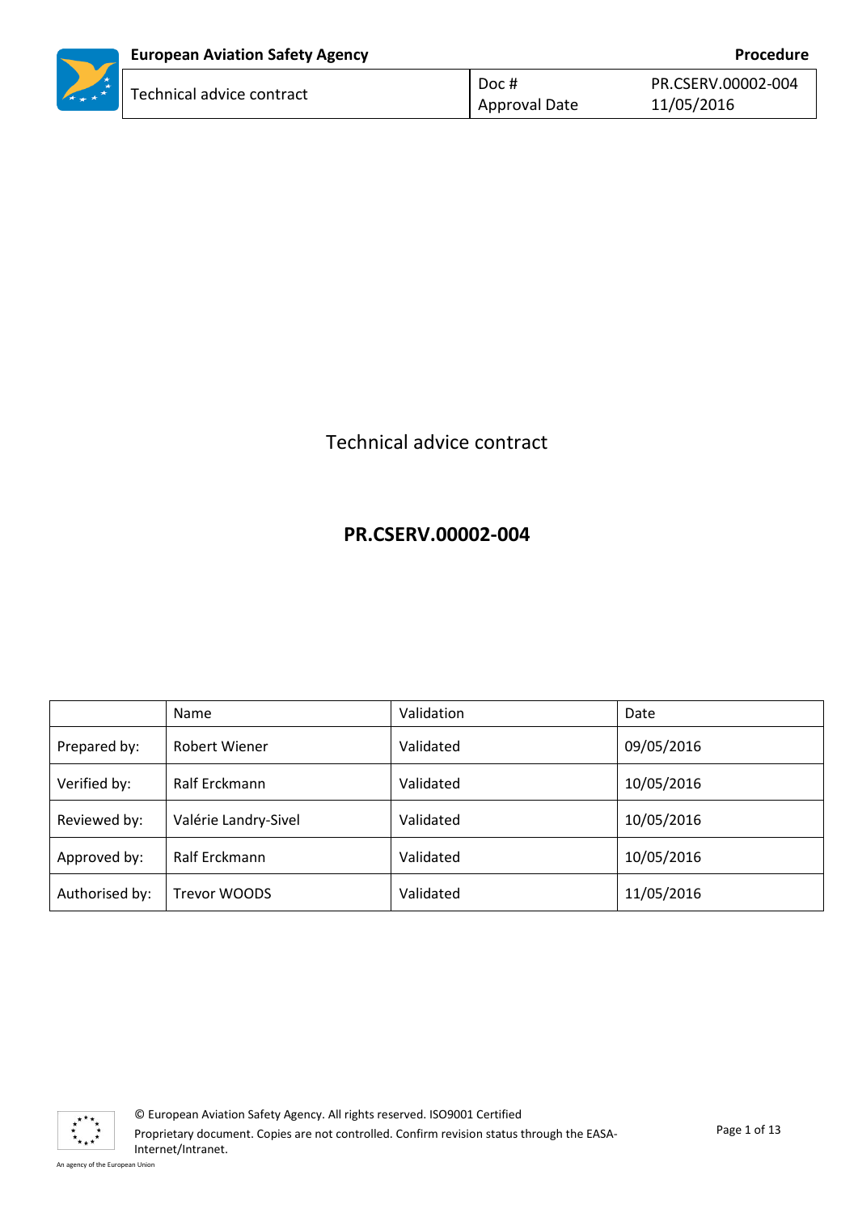# Technical advice contract

## PR.CSERV.00002-004

| | Name | Validation | Date |
|---|---|---|---|
| Prepared by: | Robert Wiener | Validated | 09/05/2016 |
| Verified by: | Ralf Erckmann | Validated | 10/05/2016 |
| Reviewed by: | Valérie Landry-Sivel | Validated | 10/05/2016 |
| Approved by: | Ralf Erckmann | Validated | 10/05/2016 |
| Authorised by: | Trevor WOODS | Validated | 11/05/2016 |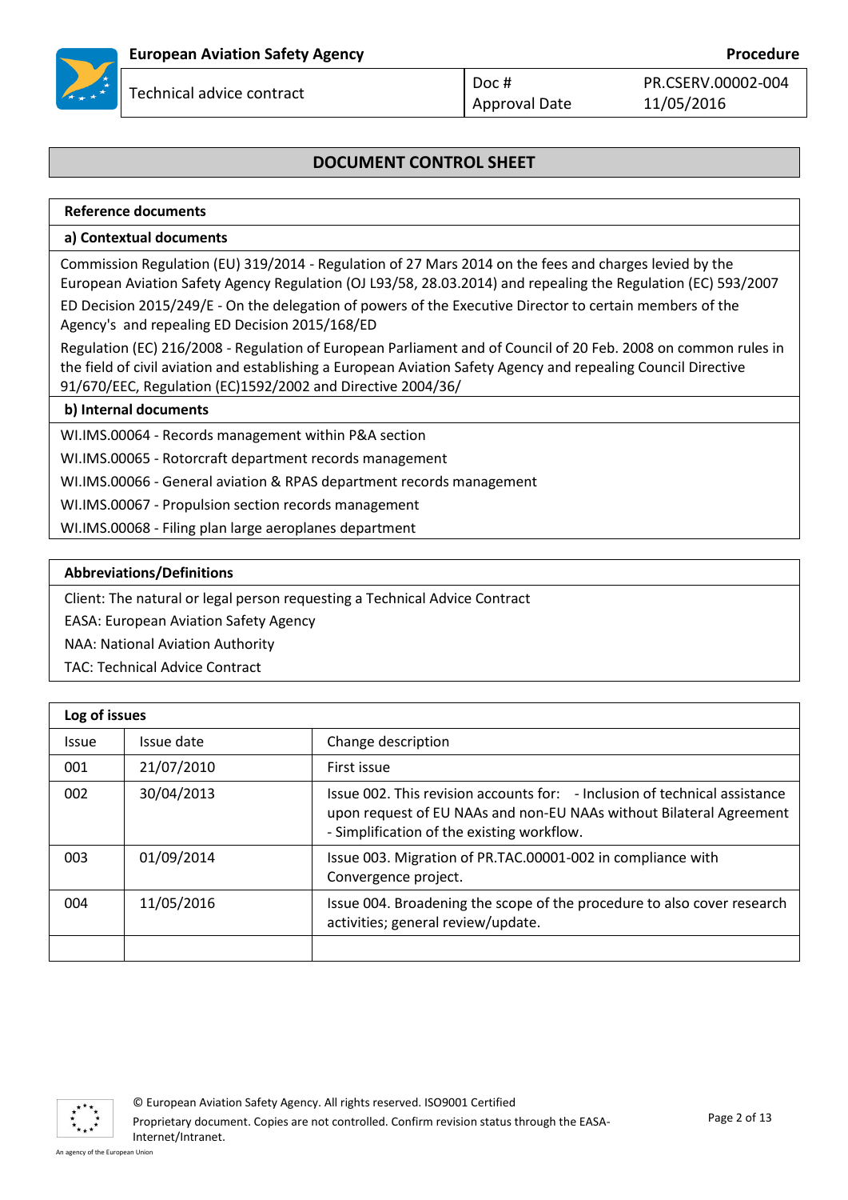## DOCUMENT CONTROL SHEET

### Reference documents

**a) Contextual documents**

Commission Regulation (EU) 319/2014 - Regulation of 27 Mars 2014 on the fees and charges levied by the European Aviation Safety Agency Regulation (OJ L93/58, 28.03.2014) and repealing the Regulation (EC) 593/2007

ED Decision 2015/249/E - On the delegation of powers of the Executive Director to certain members of the Agency's and repealing ED Decision 2015/168/ED

Regulation (EC) 216/2008 - Regulation of European Parliament and of Council of 20 Feb. 2008 on common rules in the field of civil aviation and establishing a European Aviation Safety Agency and repealing Council Directive 91/670/EEC, Regulation (EC)1592/2002 and Directive 2004/36/

**b) Internal documents**

WI.IMS.00064 - Records management within P&A section

WI.IMS.00065 - Rotorcraft department records management

WI.IMS.00066 - General aviation & RPAS department records management

WI.IMS.00067 - Propulsion section records management

WI.IMS.00068 - Filing plan large aeroplanes department

### Abbreviations/Definitions

Client: The natural or legal person requesting a Technical Advice Contract

EASA: European Aviation Safety Agency

NAA: National Aviation Authority

TAC: Technical Advice Contract

### Log of issues

| Issue | Issue date | Change description |
|---|---|---|
| 001 | 21/07/2010 | First issue |
| 002 | 30/04/2013 | Issue 002. This revision accounts for: - Inclusion of technical assistance upon request of EU NAAs and non-EU NAAs without Bilateral Agreement - Simplification of the existing workflow. |
| 003 | 01/09/2014 | Issue 003. Migration of PR.TAC.00001-002 in compliance with Convergence project. |
| 004 | 11/05/2016 | Issue 004. Broadening the scope of the procedure to also cover research activities; general review/update. |
| | | |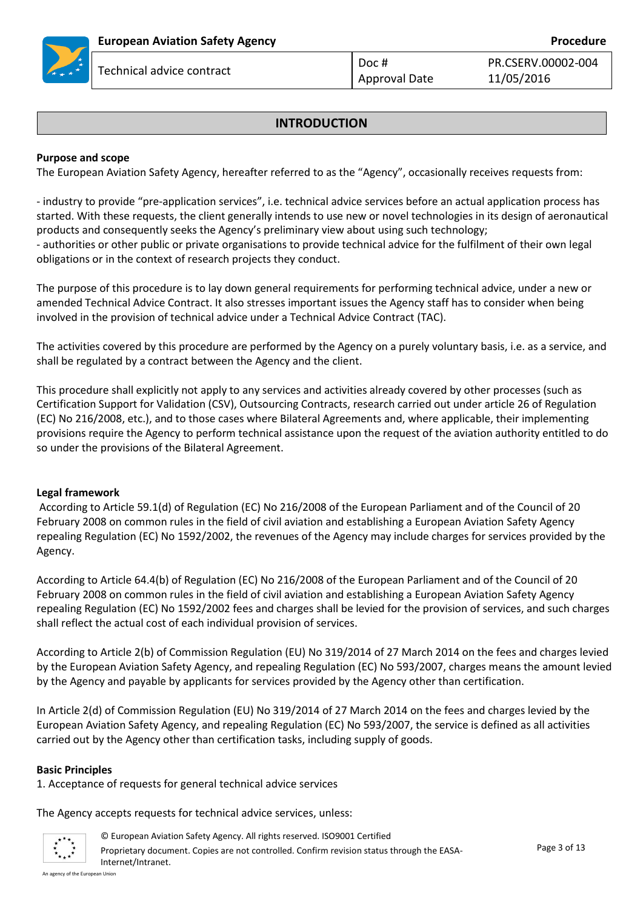## INTRODUCTION

**Purpose and scope**

The European Aviation Safety Agency, hereafter referred to as the "Agency", occasionally receives requests from:

- industry to provide "pre-application services", i.e. technical advice services before an actual application process has started. With these requests, the client generally intends to use new or novel technologies in its design of aeronautical products and consequently seeks the Agency's preliminary view about using such technology;
- authorities or other public or private organisations to provide technical advice for the fulfilment of their own legal obligations or in the context of research projects they conduct.

The purpose of this procedure is to lay down general requirements for performing technical advice, under a new or amended Technical Advice Contract. It also stresses important issues the Agency staff has to consider when being involved in the provision of technical advice under a Technical Advice Contract (TAC).

The activities covered by this procedure are performed by the Agency on a purely voluntary basis, i.e. as a service, and shall be regulated by a contract between the Agency and the client.

This procedure shall explicitly not apply to any services and activities already covered by other processes (such as Certification Support for Validation (CSV), Outsourcing Contracts, research carried out under article 26 of Regulation (EC) No 216/2008, etc.), and to those cases where Bilateral Agreements and, where applicable, their implementing provisions require the Agency to perform technical assistance upon the request of the aviation authority entitled to do so under the provisions of the Bilateral Agreement.

**Legal framework**

According to Article 59.1(d) of Regulation (EC) No 216/2008 of the European Parliament and of the Council of 20 February 2008 on common rules in the field of civil aviation and establishing a European Aviation Safety Agency repealing Regulation (EC) No 1592/2002, the revenues of the Agency may include charges for services provided by the Agency.

According to Article 64.4(b) of Regulation (EC) No 216/2008 of the European Parliament and of the Council of 20 February 2008 on common rules in the field of civil aviation and establishing a European Aviation Safety Agency repealing Regulation (EC) No 1592/2002 fees and charges shall be levied for the provision of services, and such charges shall reflect the actual cost of each individual provision of services.

According to Article 2(b) of Commission Regulation (EU) No 319/2014 of 27 March 2014 on the fees and charges levied by the European Aviation Safety Agency, and repealing Regulation (EC) No 593/2007, charges means the amount levied by the Agency and payable by applicants for services provided by the Agency other than certification.

In Article 2(d) of Commission Regulation (EU) No 319/2014 of 27 March 2014 on the fees and charges levied by the European Aviation Safety Agency, and repealing Regulation (EC) No 593/2007, the service is defined as all activities carried out by the Agency other than certification tasks, including supply of goods.

**Basic Principles**

1. Acceptance of requests for general technical advice services

The Agency accepts requests for technical advice services, unless: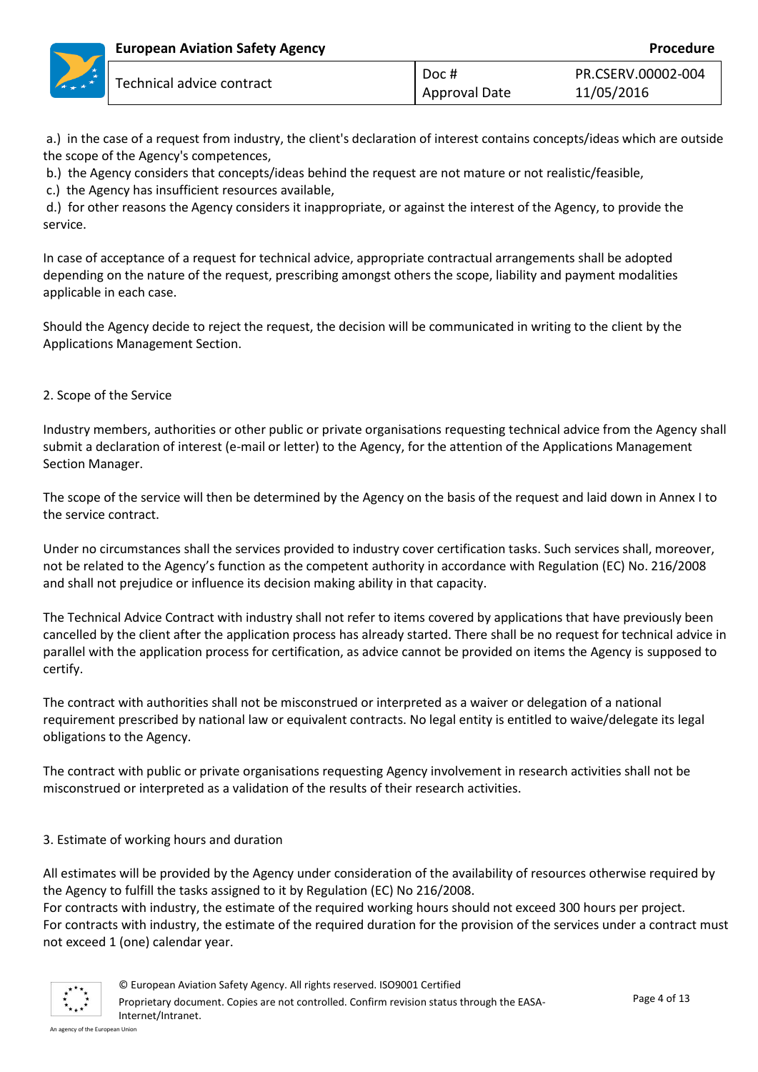a.) in the case of a request from industry, the client's declaration of interest contains concepts/ideas which are outside the scope of the Agency's competences,

b.) the Agency considers that concepts/ideas behind the request are not mature or not realistic/feasible,

c.) the Agency has insufficient resources available,

d.) for other reasons the Agency considers it inappropriate, or against the interest of the Agency, to provide the service.

In case of acceptance of a request for technical advice, appropriate contractual arrangements shall be adopted depending on the nature of the request, prescribing amongst others the scope, liability and payment modalities applicable in each case.

Should the Agency decide to reject the request, the decision will be communicated in writing to the client by the Applications Management Section.

## 2. Scope of the Service

Industry members, authorities or other public or private organisations requesting technical advice from the Agency shall submit a declaration of interest (e-mail or letter) to the Agency, for the attention of the Applications Management Section Manager.

The scope of the service will then be determined by the Agency on the basis of the request and laid down in Annex I to the service contract.

Under no circumstances shall the services provided to industry cover certification tasks. Such services shall, moreover, not be related to the Agency's function as the competent authority in accordance with Regulation (EC) No. 216/2008 and shall not prejudice or influence its decision making ability in that capacity.

The Technical Advice Contract with industry shall not refer to items covered by applications that have previously been cancelled by the client after the application process has already started. There shall be no request for technical advice in parallel with the application process for certification, as advice cannot be provided on items the Agency is supposed to certify.

The contract with authorities shall not be misconstrued or interpreted as a waiver or delegation of a national requirement prescribed by national law or equivalent contracts. No legal entity is entitled to waive/delegate its legal obligations to the Agency.

The contract with public or private organisations requesting Agency involvement in research activities shall not be misconstrued or interpreted as a validation of the results of their research activities.

## 3. Estimate of working hours and duration

All estimates will be provided by the Agency under consideration of the availability of resources otherwise required by the Agency to fulfill the tasks assigned to it by Regulation (EC) No 216/2008.

For contracts with industry, the estimate of the required working hours should not exceed 300 hours per project.

For contracts with industry, the estimate of the required duration for the provision of the services under a contract must not exceed 1 (one) calendar year.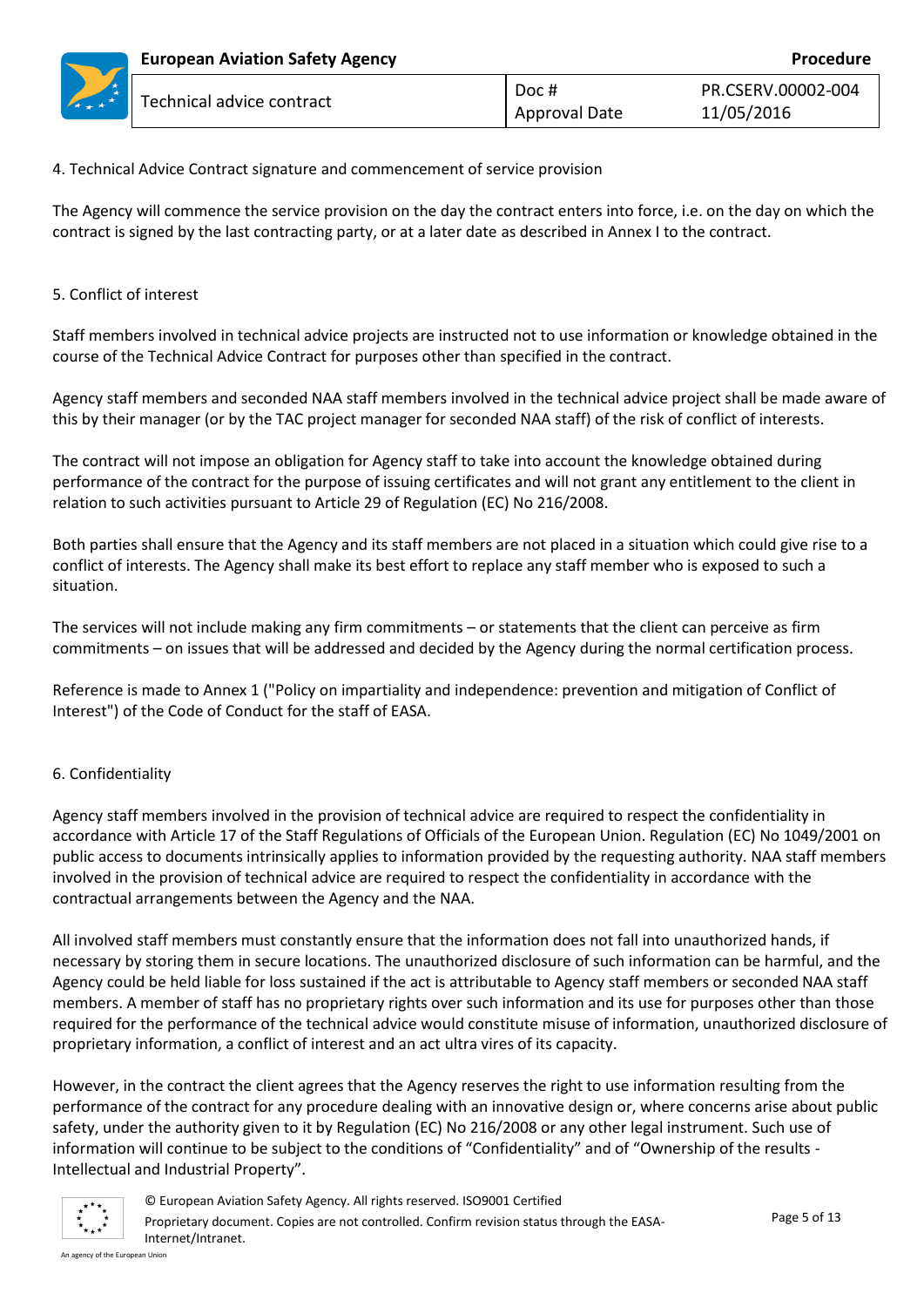## 4. Technical Advice Contract signature and commencement of service provision

The Agency will commence the service provision on the day the contract enters into force, i.e. on the day on which the contract is signed by the last contracting party, or at a later date as described in Annex I to the contract.

## 5. Conflict of interest

Staff members involved in technical advice projects are instructed not to use information or knowledge obtained in the course of the Technical Advice Contract for purposes other than specified in the contract.

Agency staff members and seconded NAA staff members involved in the technical advice project shall be made aware of this by their manager (or by the TAC project manager for seconded NAA staff) of the risk of conflict of interests.

The contract will not impose an obligation for Agency staff to take into account the knowledge obtained during performance of the contract for the purpose of issuing certificates and will not grant any entitlement to the client in relation to such activities pursuant to Article 29 of Regulation (EC) No 216/2008.

Both parties shall ensure that the Agency and its staff members are not placed in a situation which could give rise to a conflict of interests. The Agency shall make its best effort to replace any staff member who is exposed to such a situation.

The services will not include making any firm commitments – or statements that the client can perceive as firm commitments – on issues that will be addressed and decided by the Agency during the normal certification process.

Reference is made to Annex 1 ("Policy on impartiality and independence: prevention and mitigation of Conflict of Interest") of the Code of Conduct for the staff of EASA.

## 6. Confidentiality

Agency staff members involved in the provision of technical advice are required to respect the confidentiality in accordance with Article 17 of the Staff Regulations of Officials of the European Union. Regulation (EC) No 1049/2001 on public access to documents intrinsically applies to information provided by the requesting authority. NAA staff members involved in the provision of technical advice are required to respect the confidentiality in accordance with the contractual arrangements between the Agency and the NAA.

All involved staff members must constantly ensure that the information does not fall into unauthorized hands, if necessary by storing them in secure locations. The unauthorized disclosure of such information can be harmful, and the Agency could be held liable for loss sustained if the act is attributable to Agency staff members or seconded NAA staff members. A member of staff has no proprietary rights over such information and its use for purposes other than those required for the performance of the technical advice would constitute misuse of information, unauthorized disclosure of proprietary information, a conflict of interest and an act ultra vires of its capacity.

However, in the contract the client agrees that the Agency reserves the right to use information resulting from the performance of the contract for any procedure dealing with an innovative design or, where concerns arise about public safety, under the authority given to it by Regulation (EC) No 216/2008 or any other legal instrument. Such use of information will continue to be subject to the conditions of "Confidentiality" and of "Ownership of the results - Intellectual and Industrial Property".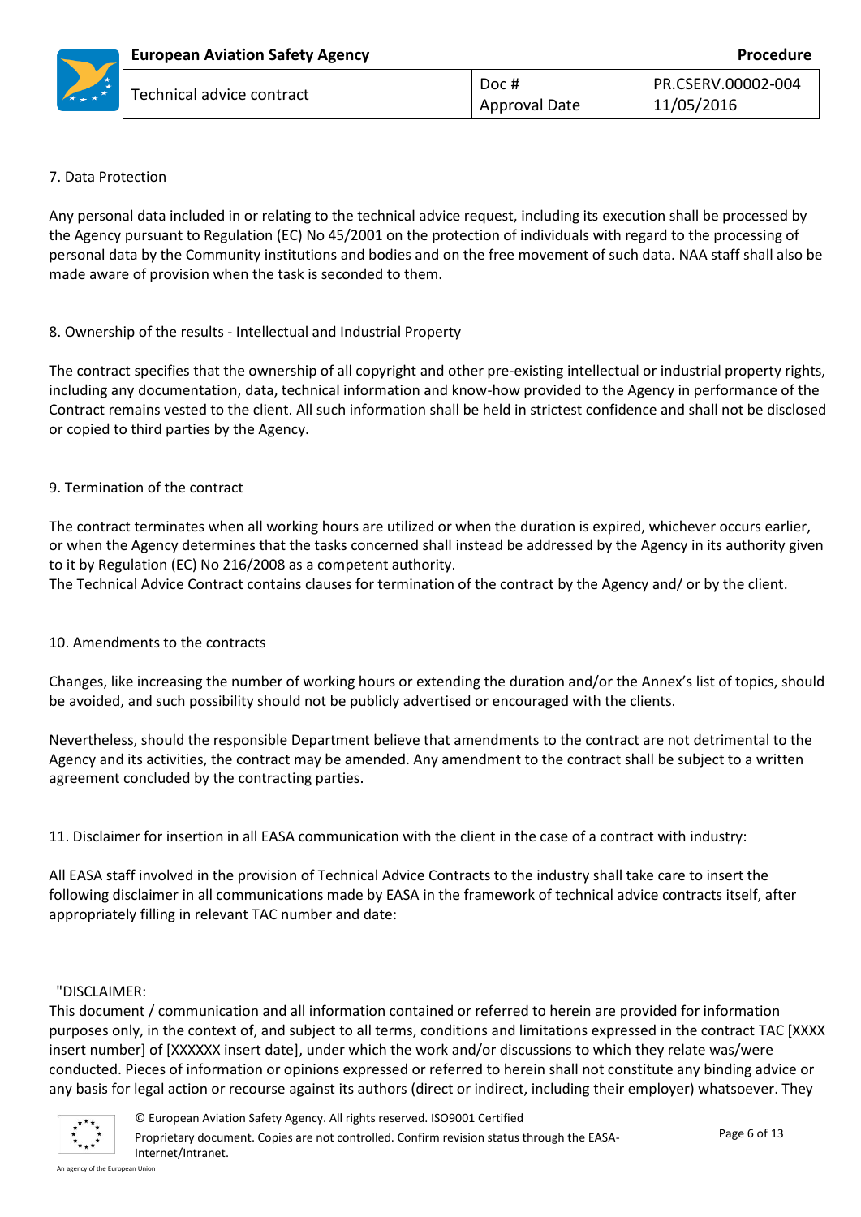## 7. Data Protection

Any personal data included in or relating to the technical advice request, including its execution shall be processed by the Agency pursuant to Regulation (EC) No 45/2001 on the protection of individuals with regard to the processing of personal data by the Community institutions and bodies and on the free movement of such data. NAA staff shall also be made aware of provision when the task is seconded to them.

## 8. Ownership of the results - Intellectual and Industrial Property

The contract specifies that the ownership of all copyright and other pre-existing intellectual or industrial property rights, including any documentation, data, technical information and know-how provided to the Agency in performance of the Contract remains vested to the client. All such information shall be held in strictest confidence and shall not be disclosed or copied to third parties by the Agency.

## 9. Termination of the contract

The contract terminates when all working hours are utilized or when the duration is expired, whichever occurs earlier, or when the Agency determines that the tasks concerned shall instead be addressed by the Agency in its authority given to it by Regulation (EC) No 216/2008 as a competent authority.
The Technical Advice Contract contains clauses for termination of the contract by the Agency and/ or by the client.

## 10. Amendments to the contracts

Changes, like increasing the number of working hours or extending the duration and/or the Annex's list of topics, should be avoided, and such possibility should not be publicly advertised or encouraged with the clients.

Nevertheless, should the responsible Department believe that amendments to the contract are not detrimental to the Agency and its activities, the contract may be amended. Any amendment to the contract shall be subject to a written agreement concluded by the contracting parties.

## 11. Disclaimer for insertion in all EASA communication with the client in the case of a contract with industry:

All EASA staff involved in the provision of Technical Advice Contracts to the industry shall take care to insert the following disclaimer in all communications made by EASA in the framework of technical advice contracts itself, after appropriately filling in relevant TAC number and date:

"DISCLAIMER:
This document / communication and all information contained or referred to herein are provided for information purposes only, in the context of, and subject to all terms, conditions and limitations expressed in the contract TAC [XXXX insert number] of [XXXXXX insert date], under which the work and/or discussions to which they relate was/were conducted. Pieces of information or opinions expressed or referred to herein shall not constitute any binding advice or any basis for legal action or recourse against its authors (direct or indirect, including their employer) whatsoever. They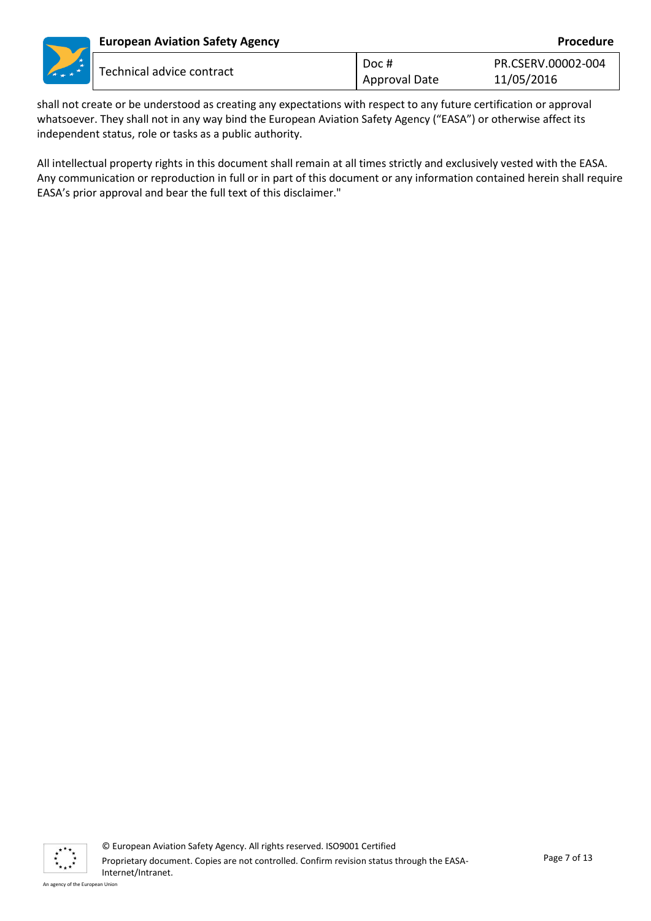shall not create or be understood as creating any expectations with respect to any future certification or approval whatsoever. They shall not in any way bind the European Aviation Safety Agency ("EASA") or otherwise affect its independent status, role or tasks as a public authority.

All intellectual property rights in this document shall remain at all times strictly and exclusively vested with the EASA. Any communication or reproduction in full or in part of this document or any information contained herein shall require EASA's prior approval and bear the full text of this disclaimer."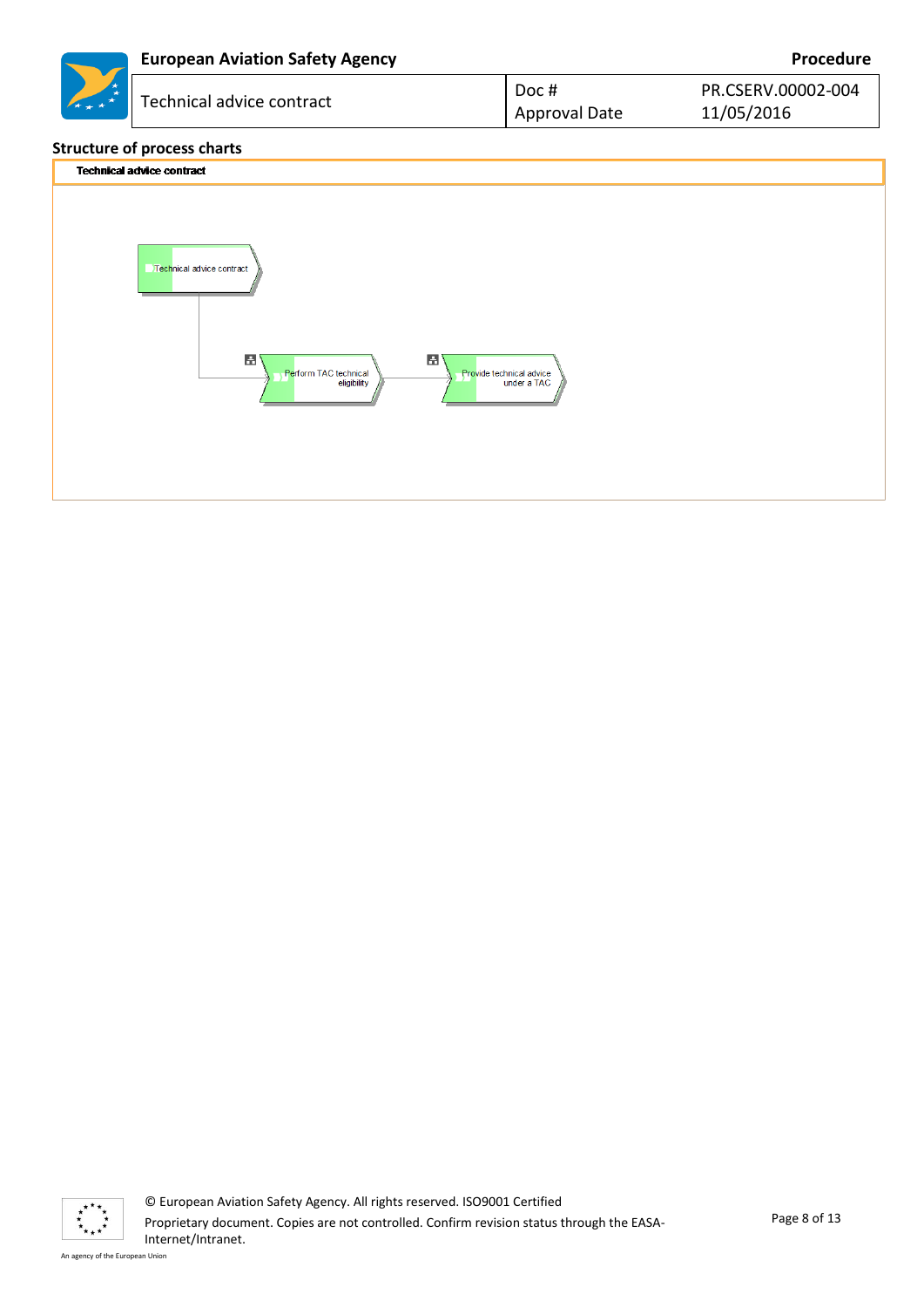**Structure of process charts**

**Technical advice contract**

Technical advice contract

Perform TAC technical eligibility

Provide technical advice under a TAC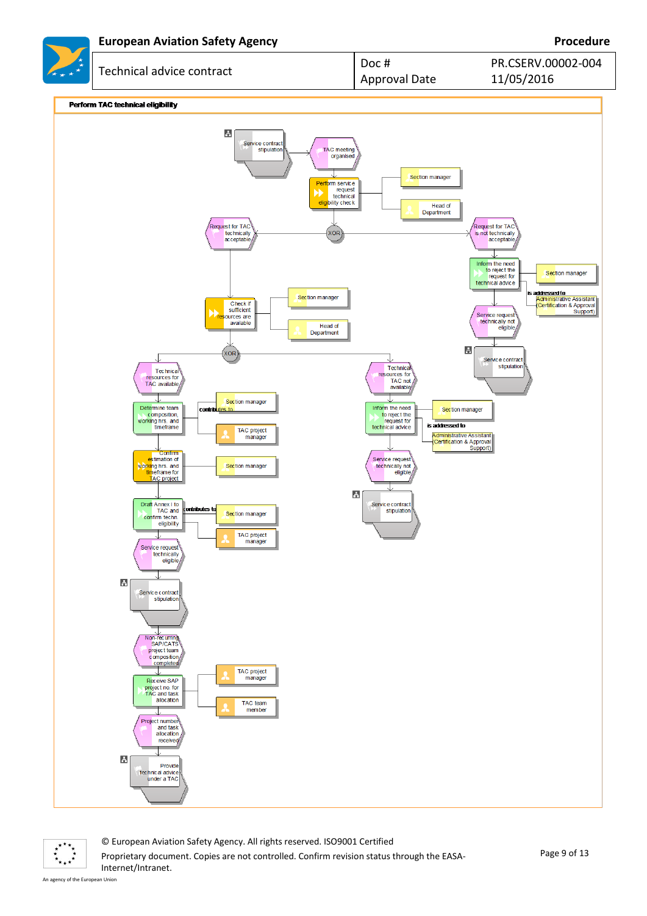## Perform TAC technical eligibility

Service contract stipulation

TAC meeting organised

Perform service request technical eligibility check

Section manager

Head of Department

Request for TAC technically acceptable

XOR

Request for TAC is not technically acceptable

Inform the need to reject the request for technical advice

Section manager

is addressed to

Administrative Assistant (Certification & Approval Support)

Service request technically not eligible

Service contract stipulation

Check if sufficient resources are available

Section manager

Head of Department

XOR

Technical resources for TAC available

Technical resources for TAC not available

Determine team composition, working hrs. and timeframe

contributes to

Section manager

TAC project manager

Inform the need to reject the request for technical advice

Section manager

is addressed to

Administrative Assistant (Certification & Approval Support)

Confirm estimation of working hrs. and timeframe for TAC project

Section manager

Service request technically not eligible

Service contract stipulation

Draft Annex I to TAC and confirm techn. eligibility

contributes to

Section manager

TAC project manager

Service request technically eligible

Service contract stipulation

Non-recurring SAP/CATS project team composition completed

Receive SAP project no. for TAC and task allocation

TAC project manager

TAC team member

Project number and task allocation received

Provide technical advice under a TAC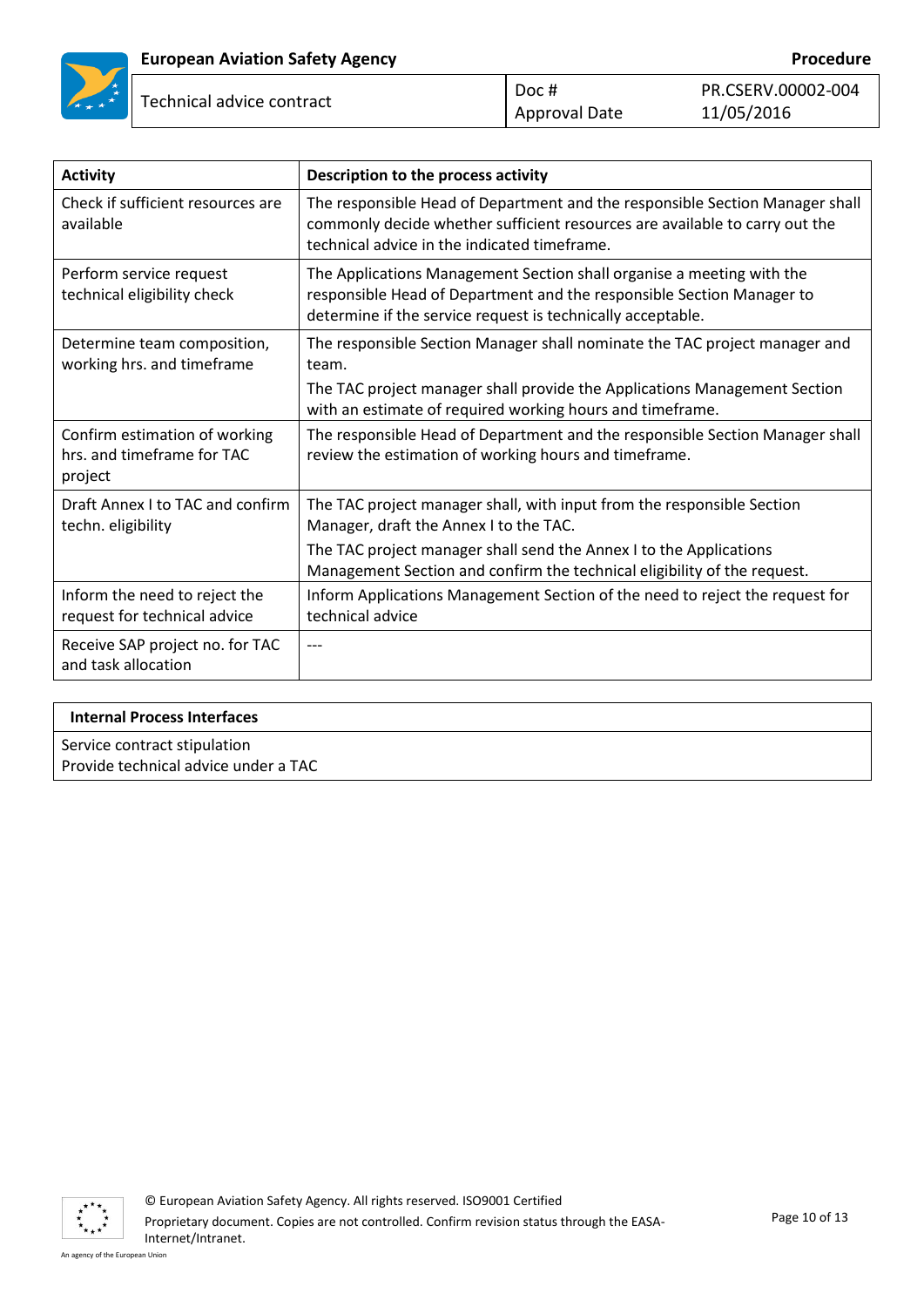| Activity | Description to the process activity |
| --- | --- |
| Check if sufficient resources are available | The responsible Head of Department and the responsible Section Manager shall commonly decide whether sufficient resources are available to carry out the technical advice in the indicated timeframe. |
| Perform service request technical eligibility check | The Applications Management Section shall organise a meeting with the responsible Head of Department and the responsible Section Manager to determine if the service request is technically acceptable. |
| Determine team composition, working hrs. and timeframe | The responsible Section Manager shall nominate the TAC project manager and team.<br>The TAC project manager shall provide the Applications Management Section with an estimate of required working hours and timeframe. |
| Confirm estimation of working hrs. and timeframe for TAC project | The responsible Head of Department and the responsible Section Manager shall review the estimation of working hours and timeframe. |
| Draft Annex I to TAC and confirm techn. eligibility | The TAC project manager shall, with input from the responsible Section Manager, draft the Annex I to the TAC.<br>The TAC project manager shall send the Annex I to the Applications Management Section and confirm the technical eligibility of the request. |
| Inform the need to reject the request for technical advice | Inform Applications Management Section of the need to reject the request for technical advice |
| Receive SAP project no. for TAC and task allocation | --- |

| Internal Process Interfaces |
| --- |
| Service contract stipulation<br>Provide technical advice under a TAC |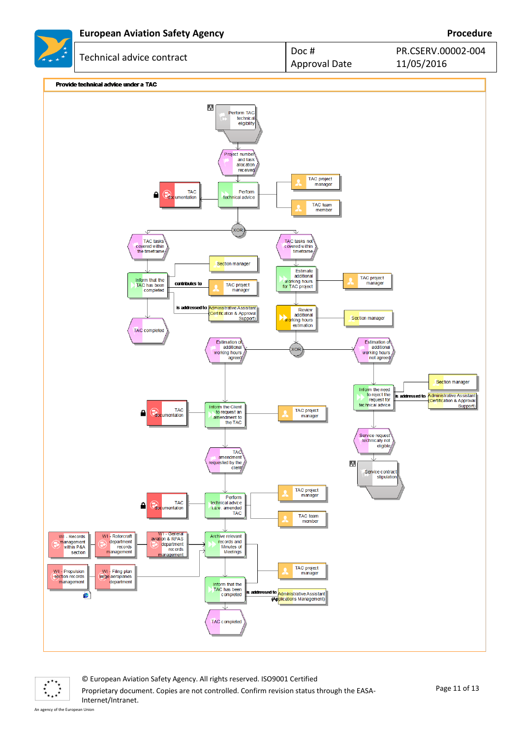**Provide technical advice under a TAC**

Perform TAC technical eligibility

Project number and task allocation received

TAC documentation

Perform technical advice

TAC project manager

TAC team member

XOR

TAC tasks covered within the timeframe

TAC tasks not covered within timeframe

Section manager

Inform that the TAC has been completed

contributes to

TAC project manager

is addressed to

Administrative Assistant (Certification & Approval Support)

TAC completed

Estimate additional working hours for TAC project

TAC project manager

Review additional working hours estimation

Section manager

Estimation of additional working hours agreed

XOR

Estimation of additional working hours not agreed

Section manager

Inform the need to reject the request for technical advice

is addressed to

Administrative Assistant (Certification & Approval Support)

TAC documentation

Inform the Client to request an amendment to the TAC

TAC project manager

Service request technically not eligible

Service contract stipulation

TAC amendment requested by the client

TAC documentation

Perform technical advice i.a.w. amended TAC

TAC project manager

TAC team member

WI - Records management within P&A section

WI - Rotorcraft department records management

WI - General aviation & RPAS department records management

Archive relevant records and Minutes of Meetings

WI - Propulsion section records management

WI - Filing plan large aeroplanes department

TAC project manager

Inform that the TAC has been completed

is addressed to

Administrative Assistant (Applications Management)

TAC completed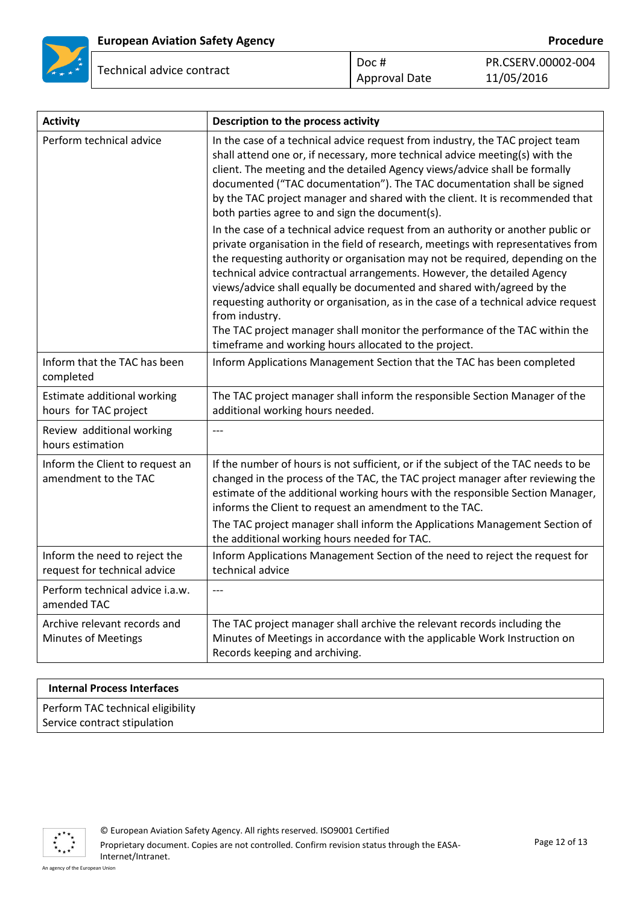| Activity | Description to the process activity |
|---|---|
| Perform technical advice | In the case of a technical advice request from industry, the TAC project team shall attend one or, if necessary, more technical advice meeting(s) with the client. The meeting and the detailed Agency views/advice shall be formally documented ("TAC documentation"). The TAC documentation shall be signed by the TAC project manager and shared with the client. It is recommended that both parties agree to and sign the document(s).<br><br>In the case of a technical advice request from an authority or another public or private organisation in the field of research, meetings with representatives from the requesting authority or organisation may not be required, depending on the technical advice contractual arrangements. However, the detailed Agency views/advice shall equally be documented and shared with/agreed by the requesting authority or organisation, as in the case of a technical advice request from industry.<br>The TAC project manager shall monitor the performance of the TAC within the timeframe and working hours allocated to the project. |
| Inform that the TAC has been completed | Inform Applications Management Section that the TAC has been completed |
| Estimate additional working hours for TAC project | The TAC project manager shall inform the responsible Section Manager of the additional working hours needed. |
| Review additional working hours estimation | --- |
| Inform the Client to request an amendment to the TAC | If the number of hours is not sufficient, or if the subject of the TAC needs to be changed in the process of the TAC, the TAC project manager after reviewing the estimate of the additional working hours with the responsible Section Manager, informs the Client to request an amendment to the TAC.<br><br>The TAC project manager shall inform the Applications Management Section of the additional working hours needed for TAC. |
| Inform the need to reject the request for technical advice | Inform Applications Management Section of the need to reject the request for technical advice |
| Perform technical advice i.a.w. amended TAC | --- |
| Archive relevant records and Minutes of Meetings | The TAC project manager shall archive the relevant records including the Minutes of Meetings in accordance with the applicable Work Instruction on Records keeping and archiving. |

| Internal Process Interfaces |
|---|
| Perform TAC technical eligibility<br>Service contract stipulation |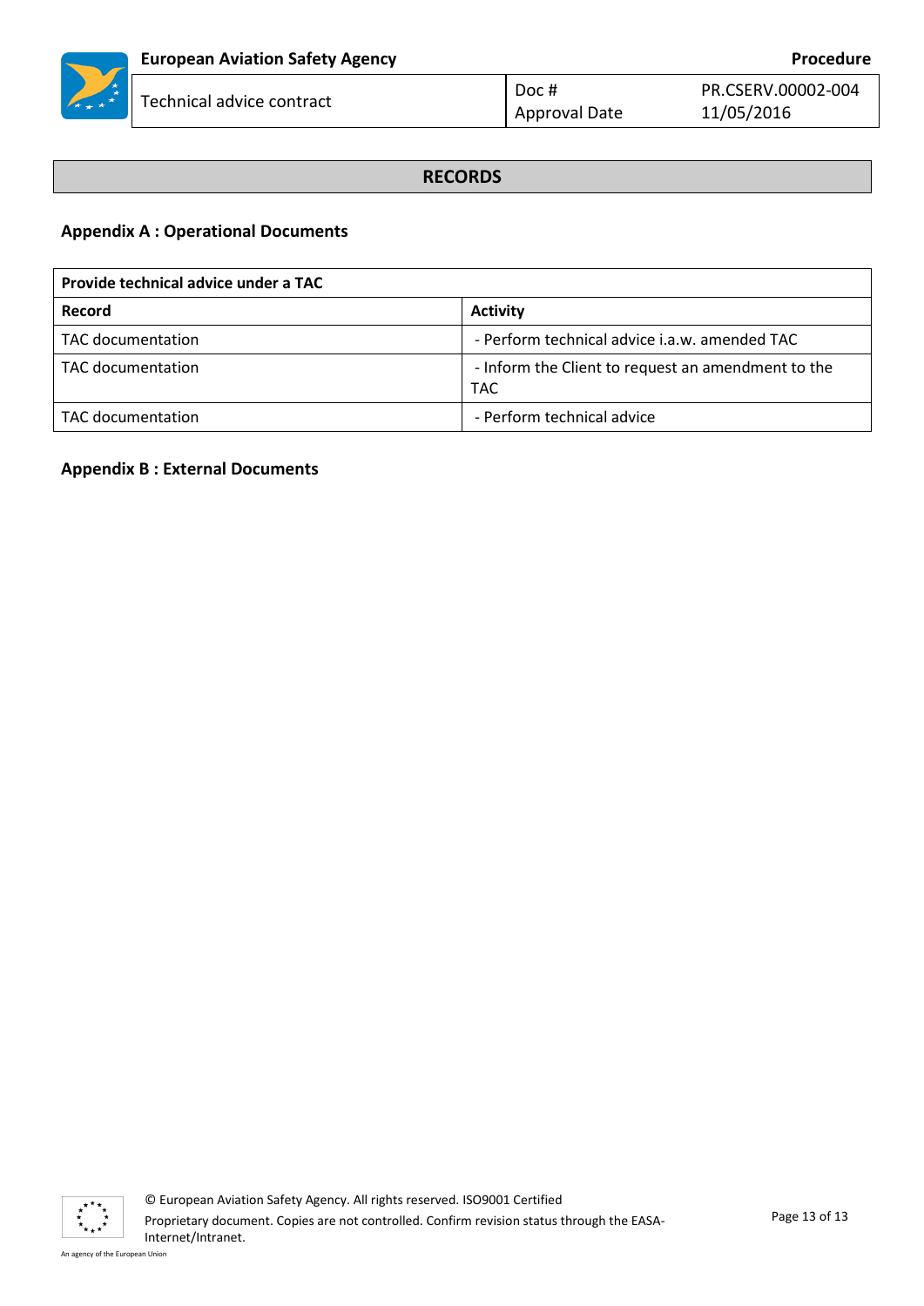## RECORDS

### Appendix A : Operational Documents

| Provide technical advice under a TAC | |
|---|---|
| **Record** | **Activity** |
| TAC documentation | - Perform technical advice i.a.w. amended TAC |
| TAC documentation | - Inform the Client to request an amendment to the TAC |
| TAC documentation | - Perform technical advice |

### Appendix B : External Documents